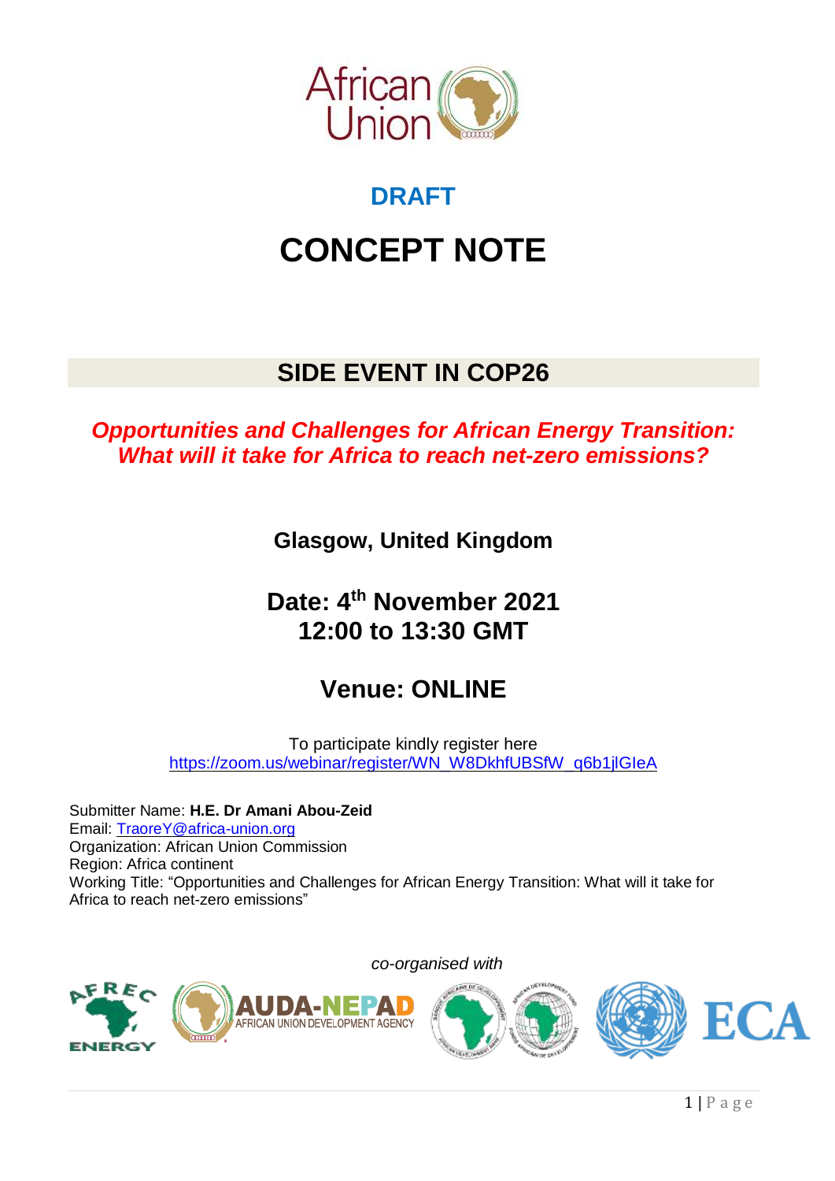**DRAFT**

# CONCEPT NOTE

## SIDE EVENT IN COP26

***Opportunities and Challenges for African Energy Transition: What will it take for Africa to reach net-zero emissions?***

**Glasgow, United Kingdom**

**Date: 4th November 2021**
**12:00 to 13:30 GMT**

**Venue: ONLINE**

To participate kindly register here
https://zoom.us/webinar/register/WN_W8DkhfUBSfW_q6b1jlGIeA

Submitter Name: **H.E. Dr Amani Abou-Zeid**
Email: TraoreY@africa-union.org
Organization: African Union Commission
Region: Africa continent
Working Title: "Opportunities and Challenges for African Energy Transition: What will it take for Africa to reach net-zero emissions"

*co-organised with*

AFREC ENERGY | AUDA-NEPAD AFRICAN UNION DEVELOPMENT AGENCY | ECA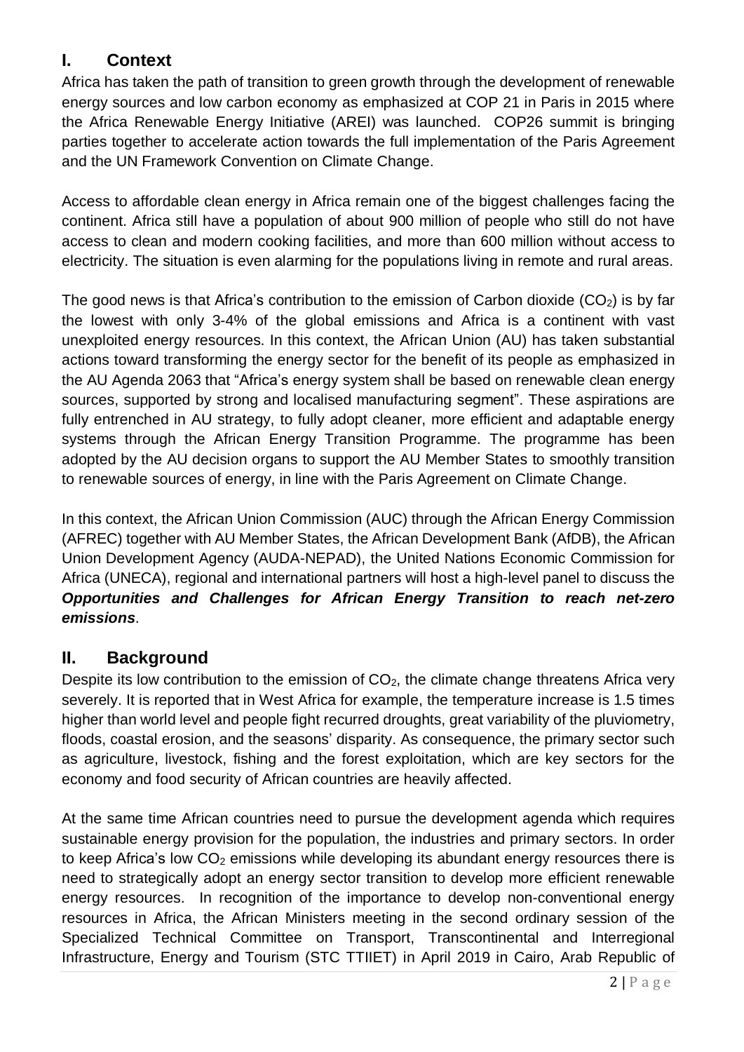## I. Context

Africa has taken the path of transition to green growth through the development of renewable energy sources and low carbon economy as emphasized at COP 21 in Paris in 2015 where the Africa Renewable Energy Initiative (AREI) was launched. COP26 summit is bringing parties together to accelerate action towards the full implementation of the Paris Agreement and the UN Framework Convention on Climate Change.

Access to affordable clean energy in Africa remain one of the biggest challenges facing the continent. Africa still have a population of about 900 million of people who still do not have access to clean and modern cooking facilities, and more than 600 million without access to electricity. The situation is even alarming for the populations living in remote and rural areas.

The good news is that Africa's contribution to the emission of Carbon dioxide ($CO_2$) is by far the lowest with only 3-4% of the global emissions and Africa is a continent with vast unexploited energy resources. In this context, the African Union (AU) has taken substantial actions toward transforming the energy sector for the benefit of its people as emphasized in the AU Agenda 2063 that "Africa's energy system shall be based on renewable clean energy sources, supported by strong and localised manufacturing segment". These aspirations are fully entrenched in AU strategy, to fully adopt cleaner, more efficient and adaptable energy systems through the African Energy Transition Programme. The programme has been adopted by the AU decision organs to support the AU Member States to smoothly transition to renewable sources of energy, in line with the Paris Agreement on Climate Change.

In this context, the African Union Commission (AUC) through the African Energy Commission (AFREC) together with AU Member States, the African Development Bank (AfDB), the African Union Development Agency (AUDA-NEPAD), the United Nations Economic Commission for Africa (UNECA), regional and international partners will host a high-level panel to discuss the ***Opportunities and Challenges for African Energy Transition to reach net-zero emissions***.

## II. Background

Despite its low contribution to the emission of $CO_2$, the climate change threatens Africa very severely. It is reported that in West Africa for example, the temperature increase is 1.5 times higher than world level and people fight recurred droughts, great variability of the pluviometry, floods, coastal erosion, and the seasons' disparity. As consequence, the primary sector such as agriculture, livestock, fishing and the forest exploitation, which are key sectors for the economy and food security of African countries are heavily affected.

At the same time African countries need to pursue the development agenda which requires sustainable energy provision for the population, the industries and primary sectors. In order to keep Africa's low $CO_2$ emissions while developing its abundant energy resources there is need to strategically adopt an energy sector transition to develop more efficient renewable energy resources. In recognition of the importance to develop non-conventional energy resources in Africa, the African Ministers meeting in the second ordinary session of the Specialized Technical Committee on Transport, Transcontinental and Interregional Infrastructure, Energy and Tourism (STC TTIIET) in April 2019 in Cairo, Arab Republic of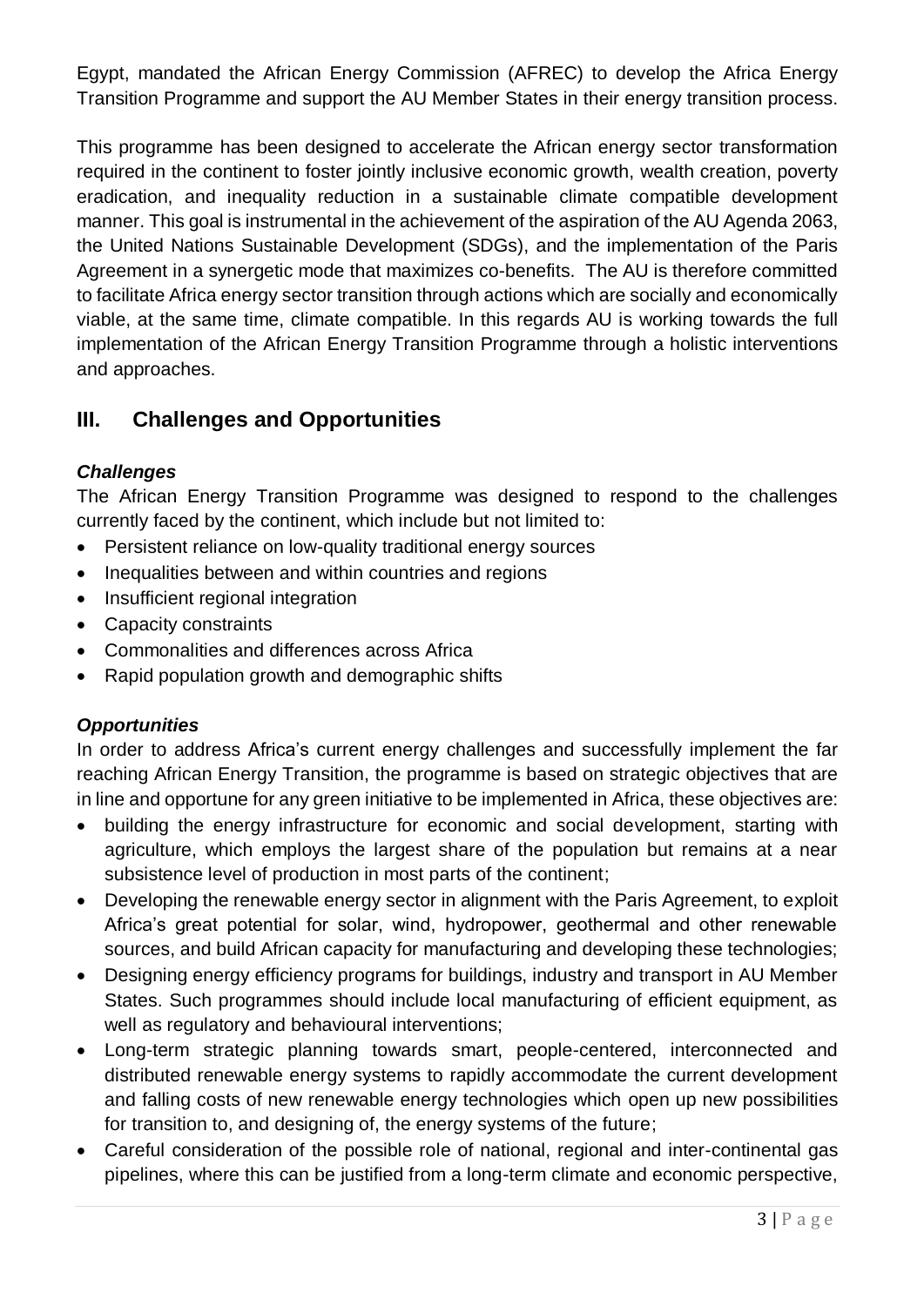Egypt, mandated the African Energy Commission (AFREC) to develop the Africa Energy Transition Programme and support the AU Member States in their energy transition process.

This programme has been designed to accelerate the African energy sector transformation required in the continent to foster jointly inclusive economic growth, wealth creation, poverty eradication, and inequality reduction in a sustainable climate compatible development manner. This goal is instrumental in the achievement of the aspiration of the AU Agenda 2063, the United Nations Sustainable Development (SDGs), and the implementation of the Paris Agreement in a synergetic mode that maximizes co-benefits. The AU is therefore committed to facilitate Africa energy sector transition through actions which are socially and economically viable, at the same time, climate compatible. In this regards AU is working towards the full implementation of the African Energy Transition Programme through a holistic interventions and approaches.

## III. Challenges and Opportunities

***Challenges***

The African Energy Transition Programme was designed to respond to the challenges currently faced by the continent, which include but not limited to:

- Persistent reliance on low-quality traditional energy sources
- Inequalities between and within countries and regions
- Insufficient regional integration
- Capacity constraints
- Commonalities and differences across Africa
- Rapid population growth and demographic shifts

***Opportunities***

In order to address Africa's current energy challenges and successfully implement the far reaching African Energy Transition, the programme is based on strategic objectives that are in line and opportune for any green initiative to be implemented in Africa, these objectives are:

- building the energy infrastructure for economic and social development, starting with agriculture, which employs the largest share of the population but remains at a near subsistence level of production in most parts of the continent;
- Developing the renewable energy sector in alignment with the Paris Agreement, to exploit Africa's great potential for solar, wind, hydropower, geothermal and other renewable sources, and build African capacity for manufacturing and developing these technologies;
- Designing energy efficiency programs for buildings, industry and transport in AU Member States. Such programmes should include local manufacturing of efficient equipment, as well as regulatory and behavioural interventions;
- Long-term strategic planning towards smart, people-centered, interconnected and distributed renewable energy systems to rapidly accommodate the current development and falling costs of new renewable energy technologies which open up new possibilities for transition to, and designing of, the energy systems of the future;
- Careful consideration of the possible role of national, regional and inter-continental gas pipelines, where this can be justified from a long-term climate and economic perspective,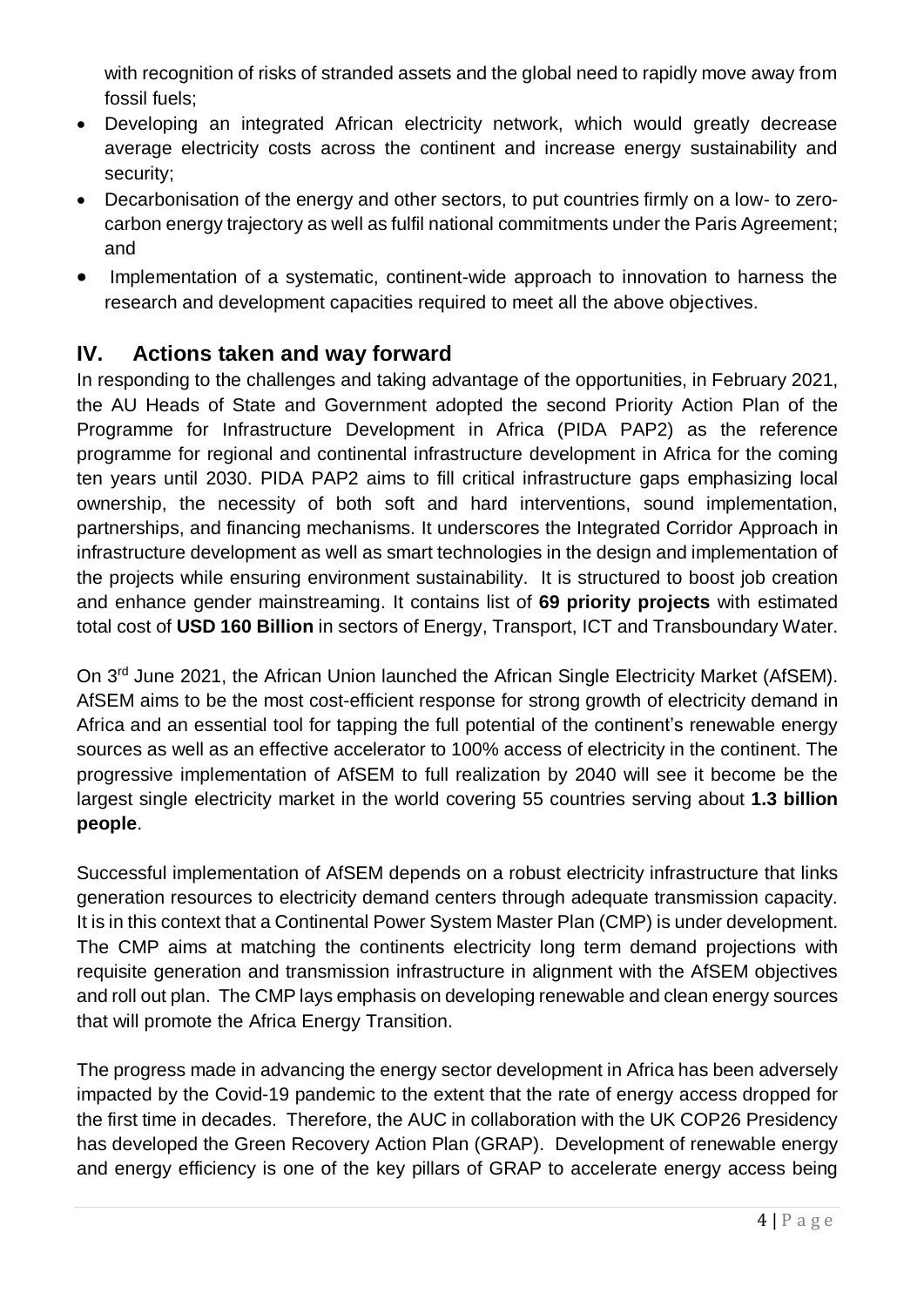with recognition of risks of stranded assets and the global need to rapidly move away from fossil fuels;

- Developing an integrated African electricity network, which would greatly decrease average electricity costs across the continent and increase energy sustainability and security;
- Decarbonisation of the energy and other sectors, to put countries firmly on a low- to zero-carbon energy trajectory as well as fulfil national commitments under the Paris Agreement; and
- Implementation of a systematic, continent-wide approach to innovation to harness the research and development capacities required to meet all the above objectives.

## IV. Actions taken and way forward

In responding to the challenges and taking advantage of the opportunities, in February 2021, the AU Heads of State and Government adopted the second Priority Action Plan of the Programme for Infrastructure Development in Africa (PIDA PAP2) as the reference programme for regional and continental infrastructure development in Africa for the coming ten years until 2030. PIDA PAP2 aims to fill critical infrastructure gaps emphasizing local ownership, the necessity of both soft and hard interventions, sound implementation, partnerships, and financing mechanisms. It underscores the Integrated Corridor Approach in infrastructure development as well as smart technologies in the design and implementation of the projects while ensuring environment sustainability. It is structured to boost job creation and enhance gender mainstreaming. It contains list of **69 priority projects** with estimated total cost of **USD 160 Billion** in sectors of Energy, Transport, ICT and Transboundary Water.

On 3rd June 2021, the African Union launched the African Single Electricity Market (AfSEM). AfSEM aims to be the most cost-efficient response for strong growth of electricity demand in Africa and an essential tool for tapping the full potential of the continent's renewable energy sources as well as an effective accelerator to 100% access of electricity in the continent. The progressive implementation of AfSEM to full realization by 2040 will see it become be the largest single electricity market in the world covering 55 countries serving about **1.3 billion people**.

Successful implementation of AfSEM depends on a robust electricity infrastructure that links generation resources to electricity demand centers through adequate transmission capacity. It is in this context that a Continental Power System Master Plan (CMP) is under development. The CMP aims at matching the continents electricity long term demand projections with requisite generation and transmission infrastructure in alignment with the AfSEM objectives and roll out plan. The CMP lays emphasis on developing renewable and clean energy sources that will promote the Africa Energy Transition.

The progress made in advancing the energy sector development in Africa has been adversely impacted by the Covid-19 pandemic to the extent that the rate of energy access dropped for the first time in decades. Therefore, the AUC in collaboration with the UK COP26 Presidency has developed the Green Recovery Action Plan (GRAP). Development of renewable energy and energy efficiency is one of the key pillars of GRAP to accelerate energy access being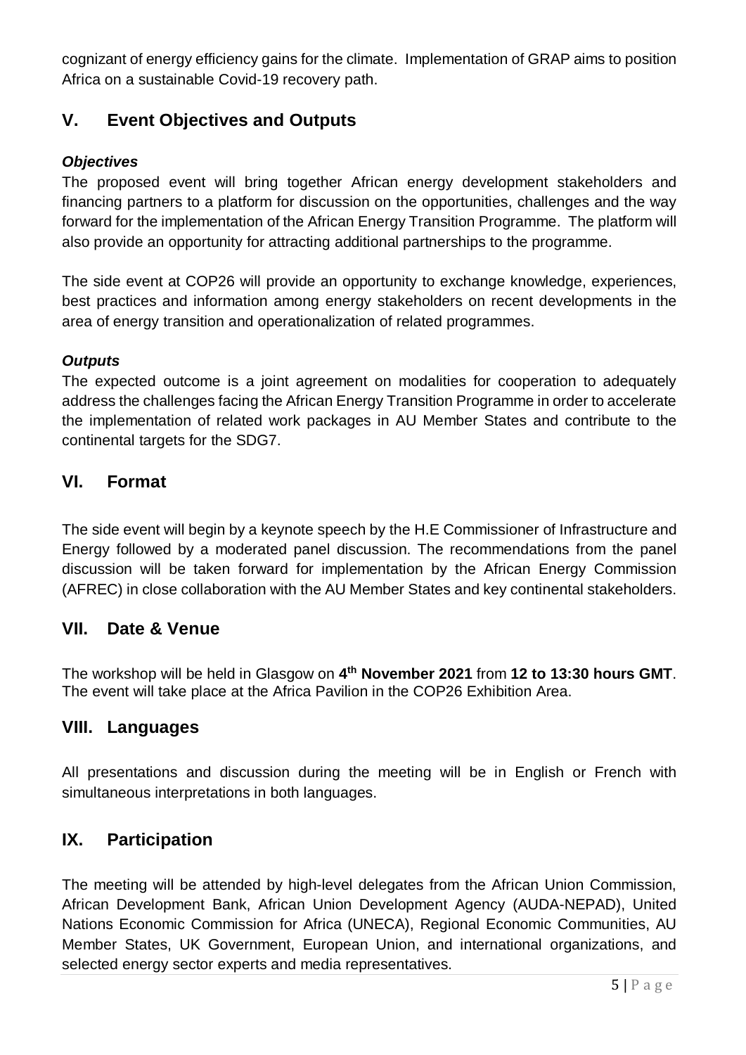cognizant of energy efficiency gains for the climate. Implementation of GRAP aims to position Africa on a sustainable Covid-19 recovery path.

## V. Event Objectives and Outputs

***Objectives***

The proposed event will bring together African energy development stakeholders and financing partners to a platform for discussion on the opportunities, challenges and the way forward for the implementation of the African Energy Transition Programme. The platform will also provide an opportunity for attracting additional partnerships to the programme.

The side event at COP26 will provide an opportunity to exchange knowledge, experiences, best practices and information among energy stakeholders on recent developments in the area of energy transition and operationalization of related programmes.

***Outputs***

The expected outcome is a joint agreement on modalities for cooperation to adequately address the challenges facing the African Energy Transition Programme in order to accelerate the implementation of related work packages in AU Member States and contribute to the continental targets for the SDG7.

## VI. Format

The side event will begin by a keynote speech by the H.E Commissioner of Infrastructure and Energy followed by a moderated panel discussion. The recommendations from the panel discussion will be taken forward for implementation by the African Energy Commission (AFREC) in close collaboration with the AU Member States and key continental stakeholders.

## VII. Date & Venue

The workshop will be held in Glasgow on **4th November 2021** from **12 to 13:30 hours GMT**. The event will take place at the Africa Pavilion in the COP26 Exhibition Area.

## VIII. Languages

All presentations and discussion during the meeting will be in English or French with simultaneous interpretations in both languages.

## IX. Participation

The meeting will be attended by high-level delegates from the African Union Commission, African Development Bank, African Union Development Agency (AUDA-NEPAD), United Nations Economic Commission for Africa (UNECA), Regional Economic Communities, AU Member States, UK Government, European Union, and international organizations, and selected energy sector experts and media representatives.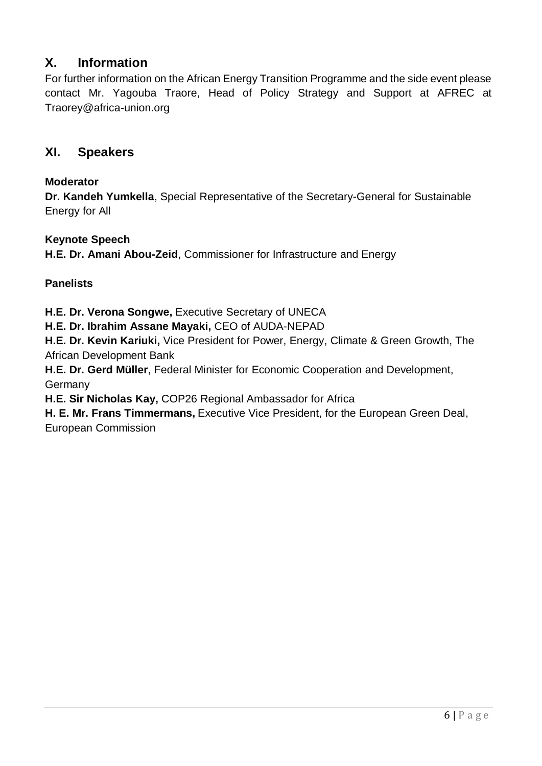## X. Information

For further information on the African Energy Transition Programme and the side event please contact Mr. Yagouba Traore, Head of Policy Strategy and Support at AFREC at Traorey@africa-union.org

## XI. Speakers

**Moderator**

**Dr. Kandeh Yumkella**, Special Representative of the Secretary-General for Sustainable Energy for All

**Keynote Speech**

**H.E. Dr. Amani Abou-Zeid**, Commissioner for Infrastructure and Energy

**Panelists**

**H.E. Dr. Verona Songwe,** Executive Secretary of UNECA
**H.E. Dr. Ibrahim Assane Mayaki,** CEO of AUDA-NEPAD
**H.E. Dr. Kevin Kariuki,** Vice President for Power, Energy, Climate & Green Growth, The African Development Bank
**H.E. Dr. Gerd Müller**, Federal Minister for Economic Cooperation and Development, Germany
**H.E. Sir Nicholas Kay,** COP26 Regional Ambassador for Africa
**H. E. Mr. Frans Timmermans,** Executive Vice President, for the European Green Deal, European Commission